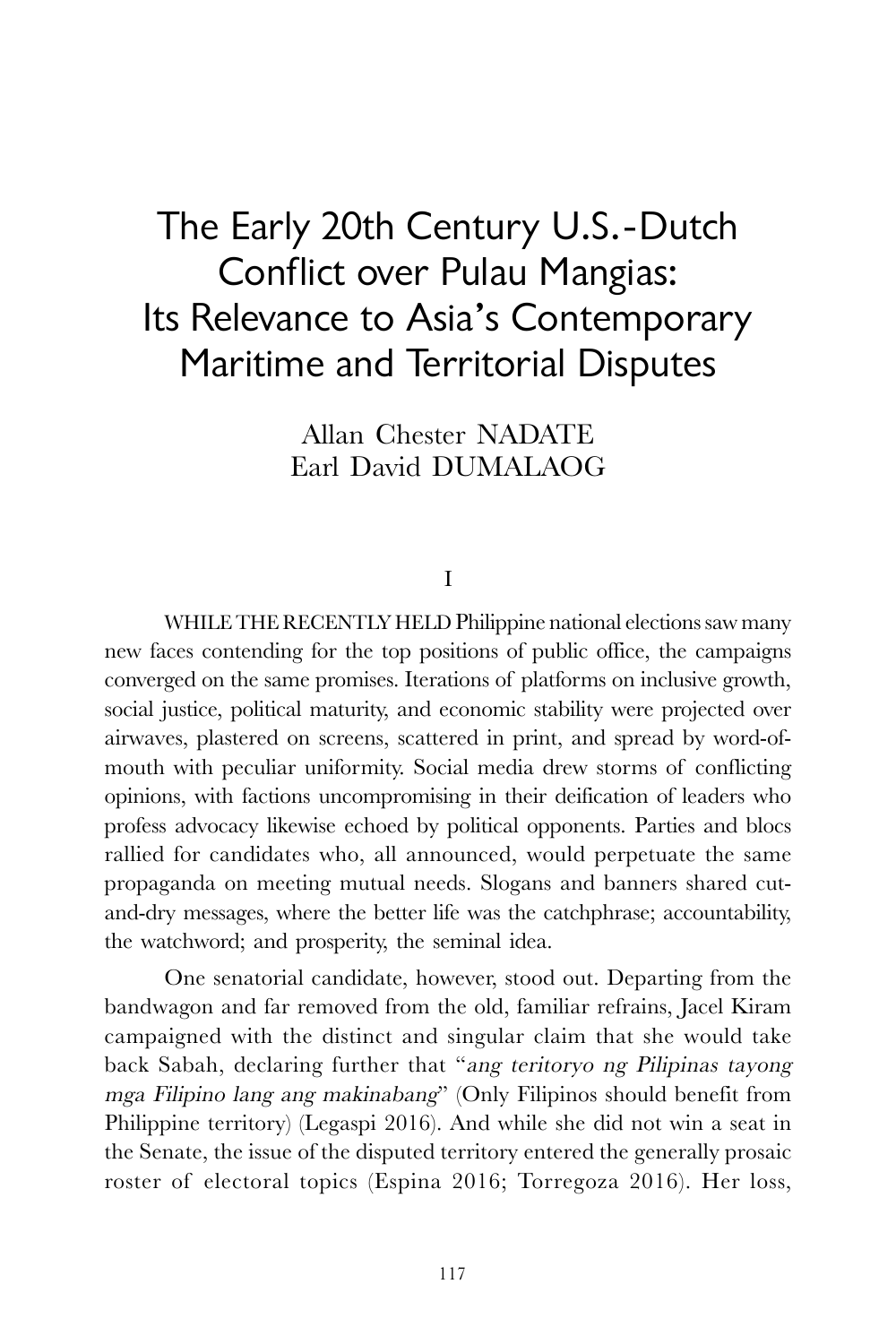# The Early 20th Century U.S.-Dutch Conflict over Pulau Mangias: Its Relevance to Asia's Contemporary Maritime and Territorial Disputes

Allan Chester NADATE
Earl David DUMALAOG

## I

WHILE THE RECENTLY HELD Philippine national elections saw many new faces contending for the top positions of public office, the campaigns converged on the same promises. Iterations of platforms on inclusive growth, social justice, political maturity, and economic stability were projected over airwaves, plastered on screens, scattered in print, and spread by word-of-mouth with peculiar uniformity. Social media drew storms of conflicting opinions, with factions uncompromising in their deification of leaders who profess advocacy likewise echoed by political opponents. Parties and blocs rallied for candidates who, all announced, would perpetuate the same propaganda on meeting mutual needs. Slogans and banners shared cut-and-dry messages, where the better life was the catchphrase; accountability, the watchword; and prosperity, the seminal idea.

One senatorial candidate, however, stood out. Departing from the bandwagon and far removed from the old, familiar refrains, Jacel Kiram campaigned with the distinct and singular claim that she would take back Sabah, declaring further that "*ang teritoryo ng Pilipinas tayong mga Filipino lang ang makinabang*" (Only Filipinos should benefit from Philippine territory) (Legaspi 2016). And while she did not win a seat in the Senate, the issue of the disputed territory entered the generally prosaic roster of electoral topics (Espina 2016; Torregoza 2016). Her loss,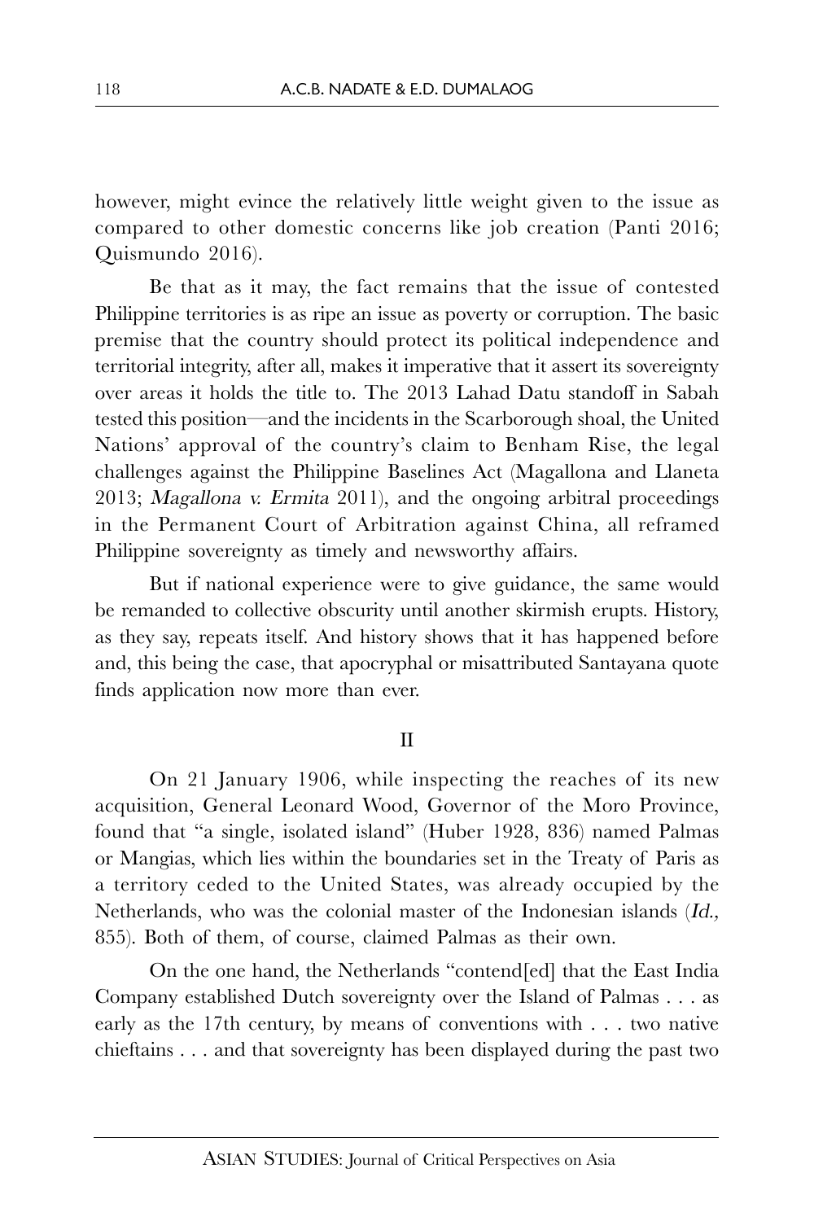however, might evince the relatively little weight given to the issue as compared to other domestic concerns like job creation (Panti 2016; Quismundo 2016).

Be that as it may, the fact remains that the issue of contested Philippine territories is as ripe an issue as poverty or corruption. The basic premise that the country should protect its political independence and territorial integrity, after all, makes it imperative that it assert its sovereignty over areas it holds the title to. The 2013 Lahad Datu standoff in Sabah tested this position—and the incidents in the Scarborough shoal, the United Nations' approval of the country's claim to Benham Rise, the legal challenges against the Philippine Baselines Act (Magallona and Llaneta 2013; *Magallona v. Ermita* 2011), and the ongoing arbitral proceedings in the Permanent Court of Arbitration against China, all reframed Philippine sovereignty as timely and newsworthy affairs.

But if national experience were to give guidance, the same would be remanded to collective obscurity until another skirmish erupts. History, as they say, repeats itself. And history shows that it has happened before and, this being the case, that apocryphal or misattributed Santayana quote finds application now more than ever.

## II

On 21 January 1906, while inspecting the reaches of its new acquisition, General Leonard Wood, Governor of the Moro Province, found that "a single, isolated island" (Huber 1928, 836) named Palmas or Mangias, which lies within the boundaries set in the Treaty of Paris as a territory ceded to the United States, was already occupied by the Netherlands, who was the colonial master of the Indonesian islands (*Id.,* 855). Both of them, of course, claimed Palmas as their own.

On the one hand, the Netherlands "contend[ed] that the East India Company established Dutch sovereignty over the Island of Palmas . . . as early as the 17th century, by means of conventions with . . . two native chieftains . . . and that sovereignty has been displayed during the past two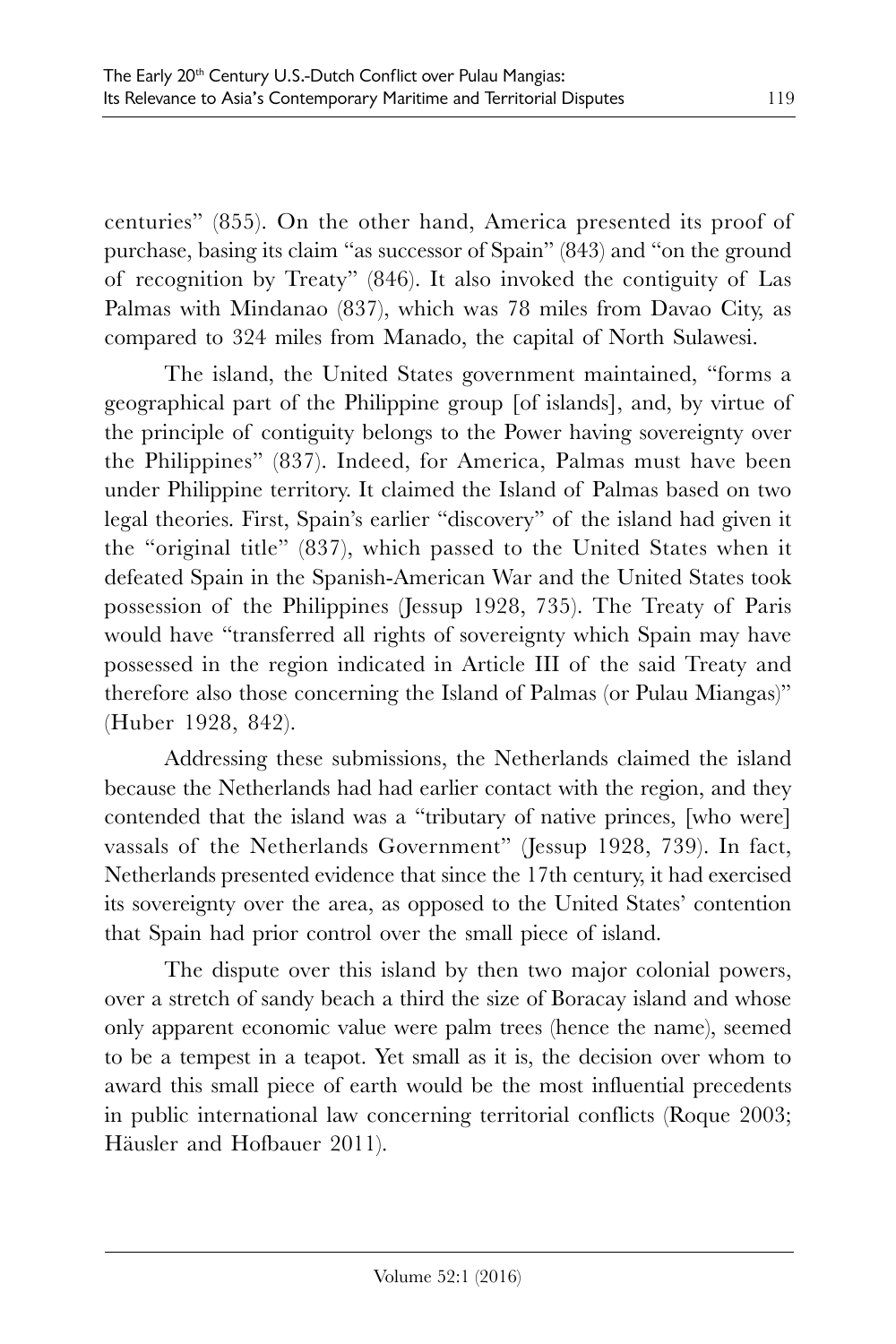centuries" (855). On the other hand, America presented its proof of purchase, basing its claim "as successor of Spain" (843) and "on the ground of recognition by Treaty" (846). It also invoked the contiguity of Las Palmas with Mindanao (837), which was 78 miles from Davao City, as compared to 324 miles from Manado, the capital of North Sulawesi.

The island, the United States government maintained, "forms a geographical part of the Philippine group [of islands], and, by virtue of the principle of contiguity belongs to the Power having sovereignty over the Philippines" (837). Indeed, for America, Palmas must have been under Philippine territory. It claimed the Island of Palmas based on two legal theories. First, Spain's earlier "discovery" of the island had given it the "original title" (837), which passed to the United States when it defeated Spain in the Spanish-American War and the United States took possession of the Philippines (Jessup 1928, 735). The Treaty of Paris would have "transferred all rights of sovereignty which Spain may have possessed in the region indicated in Article III of the said Treaty and therefore also those concerning the Island of Palmas (or Pulau Miangas)" (Huber 1928, 842).

Addressing these submissions, the Netherlands claimed the island because the Netherlands had had earlier contact with the region, and they contended that the island was a "tributary of native princes, [who were] vassals of the Netherlands Government" (Jessup 1928, 739). In fact, Netherlands presented evidence that since the 17th century, it had exercised its sovereignty over the area, as opposed to the United States' contention that Spain had prior control over the small piece of island.

The dispute over this island by then two major colonial powers, over a stretch of sandy beach a third the size of Boracay island and whose only apparent economic value were palm trees (hence the name), seemed to be a tempest in a teapot. Yet small as it is, the decision over whom to award this small piece of earth would be the most influential precedents in public international law concerning territorial conflicts (Roque 2003; Häusler and Hofbauer 2011).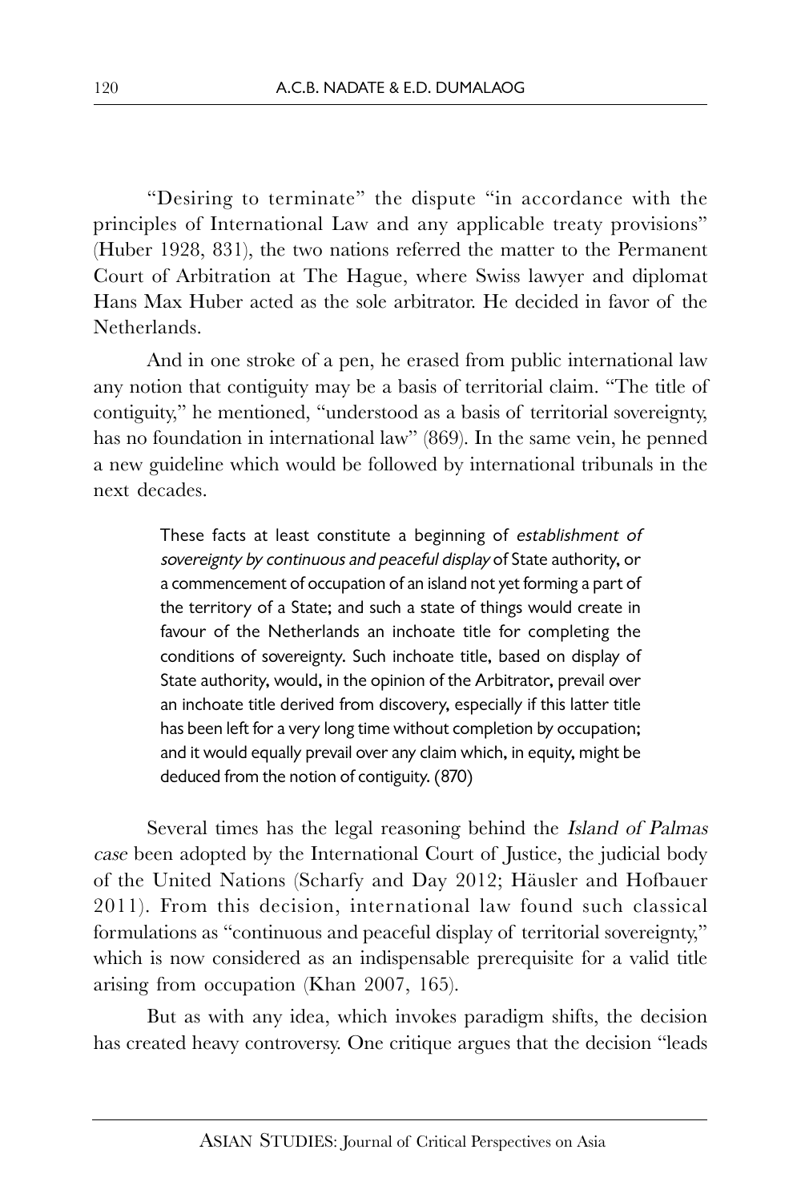"Desiring to terminate" the dispute "in accordance with the principles of International Law and any applicable treaty provisions" (Huber 1928, 831), the two nations referred the matter to the Permanent Court of Arbitration at The Hague, where Swiss lawyer and diplomat Hans Max Huber acted as the sole arbitrator. He decided in favor of the Netherlands.

And in one stroke of a pen, he erased from public international law any notion that contiguity may be a basis of territorial claim. "The title of contiguity," he mentioned, "understood as a basis of territorial sovereignty, has no foundation in international law" (869). In the same vein, he penned a new guideline which would be followed by international tribunals in the next decades.

> These facts at least constitute a beginning of *establishment of sovereignty by continuous and peaceful display* of State authority, or a commencement of occupation of an island not yet forming a part of the territory of a State; and such a state of things would create in favour of the Netherlands an inchoate title for completing the conditions of sovereignty. Such inchoate title, based on display of State authority, would, in the opinion of the Arbitrator, prevail over an inchoate title derived from discovery, especially if this latter title has been left for a very long time without completion by occupation; and it would equally prevail over any claim which, in equity, might be deduced from the notion of contiguity. (870)

Several times has the legal reasoning behind the *Island of Palmas case* been adopted by the International Court of Justice, the judicial body of the United Nations (Scharfy and Day 2012; Häusler and Hofbauer 2011). From this decision, international law found such classical formulations as "continuous and peaceful display of territorial sovereignty," which is now considered as an indispensable prerequisite for a valid title arising from occupation (Khan 2007, 165).

But as with any idea, which invokes paradigm shifts, the decision has created heavy controversy. One critique argues that the decision "leads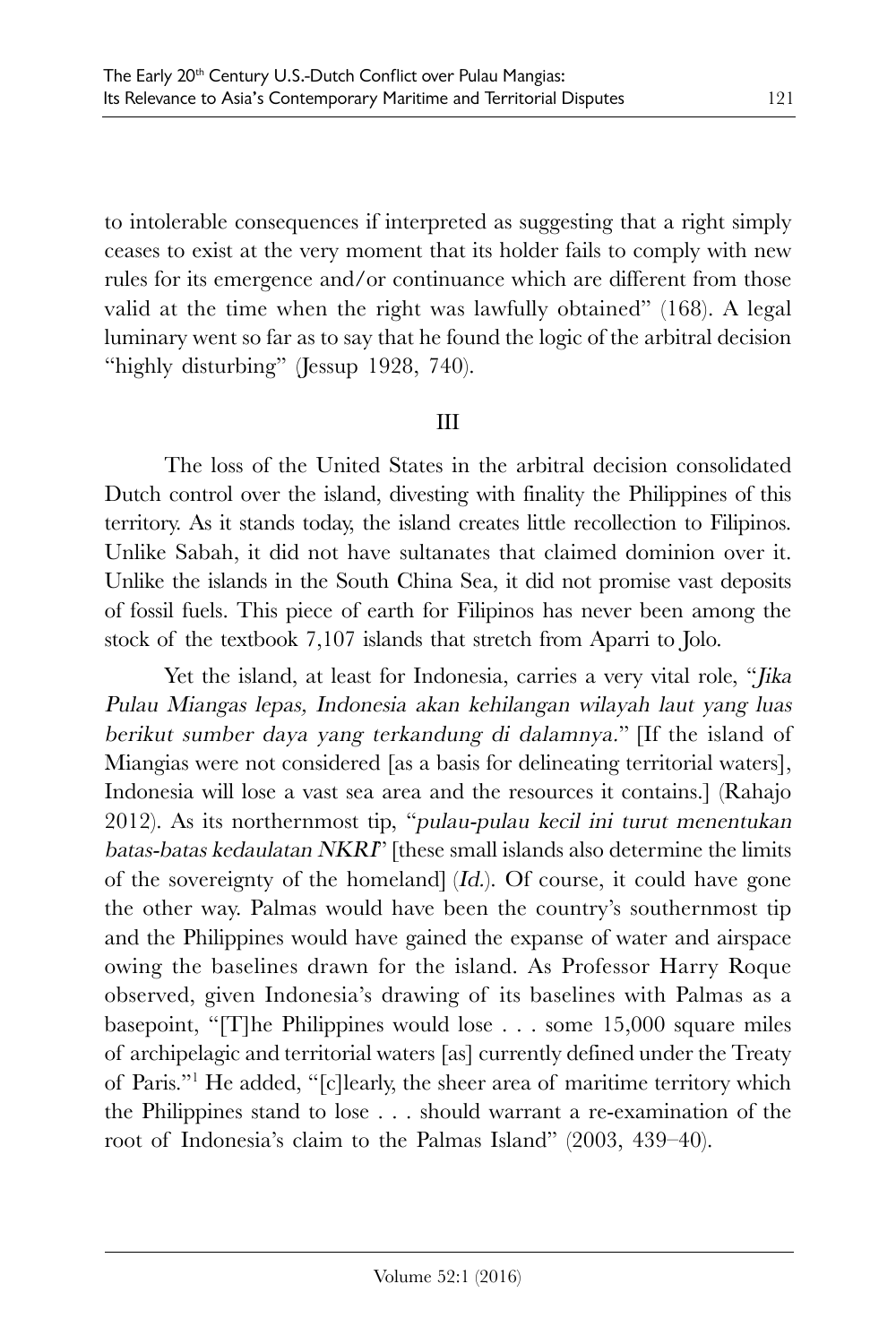to intolerable consequences if interpreted as suggesting that a right simply ceases to exist at the very moment that its holder fails to comply with new rules for its emergence and/or continuance which are different from those valid at the time when the right was lawfully obtained" (168). A legal luminary went so far as to say that he found the logic of the arbitral decision "highly disturbing" (Jessup 1928, 740).

## III

The loss of the United States in the arbitral decision consolidated Dutch control over the island, divesting with finality the Philippines of this territory. As it stands today, the island creates little recollection to Filipinos. Unlike Sabah, it did not have sultanates that claimed dominion over it. Unlike the islands in the South China Sea, it did not promise vast deposits of fossil fuels. This piece of earth for Filipinos has never been among the stock of the textbook 7,107 islands that stretch from Aparri to Jolo.

Yet the island, at least for Indonesia, carries a very vital role, "*Jika Pulau Miangas lepas, Indonesia akan kehilangan wilayah laut yang luas berikut sumber daya yang terkandung di dalamnya.*" [If the island of Miangias were not considered [as a basis for delineating territorial waters], Indonesia will lose a vast sea area and the resources it contains.] (Rahajo 2012). As its northernmost tip, "*pulau-pulau kecil ini turut menentukan batas-batas kedaulatan NKRI*" [these small islands also determine the limits of the sovereignty of the homeland] (*Id.*). Of course, it could have gone the other way. Palmas would have been the country's southernmost tip and the Philippines would have gained the expanse of water and airspace owing the baselines drawn for the island. As Professor Harry Roque observed, given Indonesia's drawing of its baselines with Palmas as a basepoint, "[T]he Philippines would lose . . . some 15,000 square miles of archipelagic and territorial waters [as] currently defined under the Treaty of Paris."[1] He added, "[c]learly, the sheer area of maritime territory which the Philippines stand to lose . . . should warrant a re-examination of the root of Indonesia's claim to the Palmas Island" (2003, 439–40).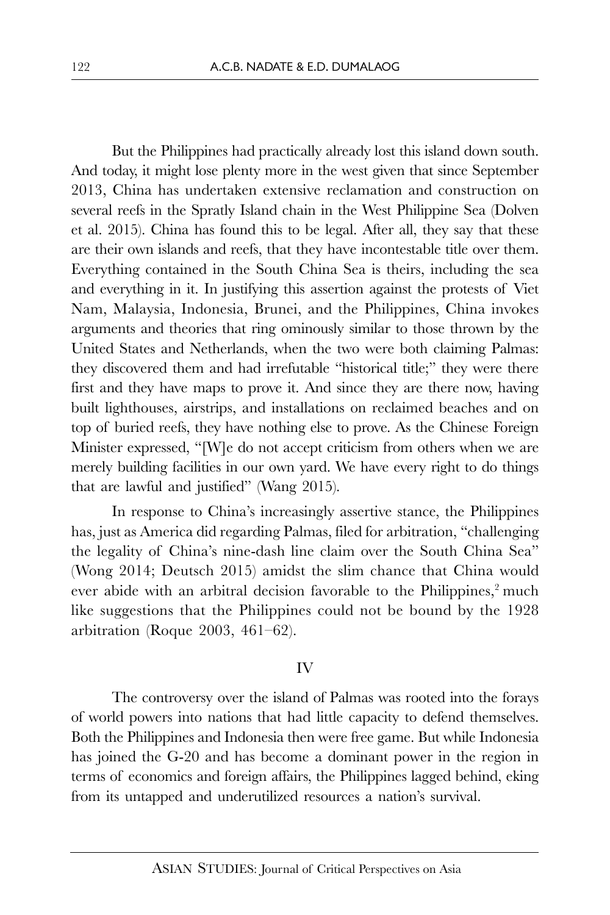But the Philippines had practically already lost this island down south. And today, it might lose plenty more in the west given that since September 2013, China has undertaken extensive reclamation and construction on several reefs in the Spratly Island chain in the West Philippine Sea (Dolven et al. 2015). China has found this to be legal. After all, they say that these are their own islands and reefs, that they have incontestable title over them. Everything contained in the South China Sea is theirs, including the sea and everything in it. In justifying this assertion against the protests of Viet Nam, Malaysia, Indonesia, Brunei, and the Philippines, China invokes arguments and theories that ring ominously similar to those thrown by the United States and Netherlands, when the two were both claiming Palmas: they discovered them and had irrefutable "historical title;" they were there first and they have maps to prove it. And since they are there now, having built lighthouses, airstrips, and installations on reclaimed beaches and on top of buried reefs, they have nothing else to prove. As the Chinese Foreign Minister expressed, "[W]e do not accept criticism from others when we are merely building facilities in our own yard. We have every right to do things that are lawful and justified" (Wang 2015).

In response to China's increasingly assertive stance, the Philippines has, just as America did regarding Palmas, filed for arbitration, "challenging the legality of China's nine-dash line claim over the South China Sea" (Wong 2014; Deutsch 2015) amidst the slim chance that China would ever abide with an arbitral decision favorable to the Philippines,[2] much like suggestions that the Philippines could not be bound by the 1928 arbitration (Roque 2003, 461–62).

## IV

The controversy over the island of Palmas was rooted into the forays of world powers into nations that had little capacity to defend themselves. Both the Philippines and Indonesia then were free game. But while Indonesia has joined the G-20 and has become a dominant power in the region in terms of economics and foreign affairs, the Philippines lagged behind, eking from its untapped and underutilized resources a nation's survival.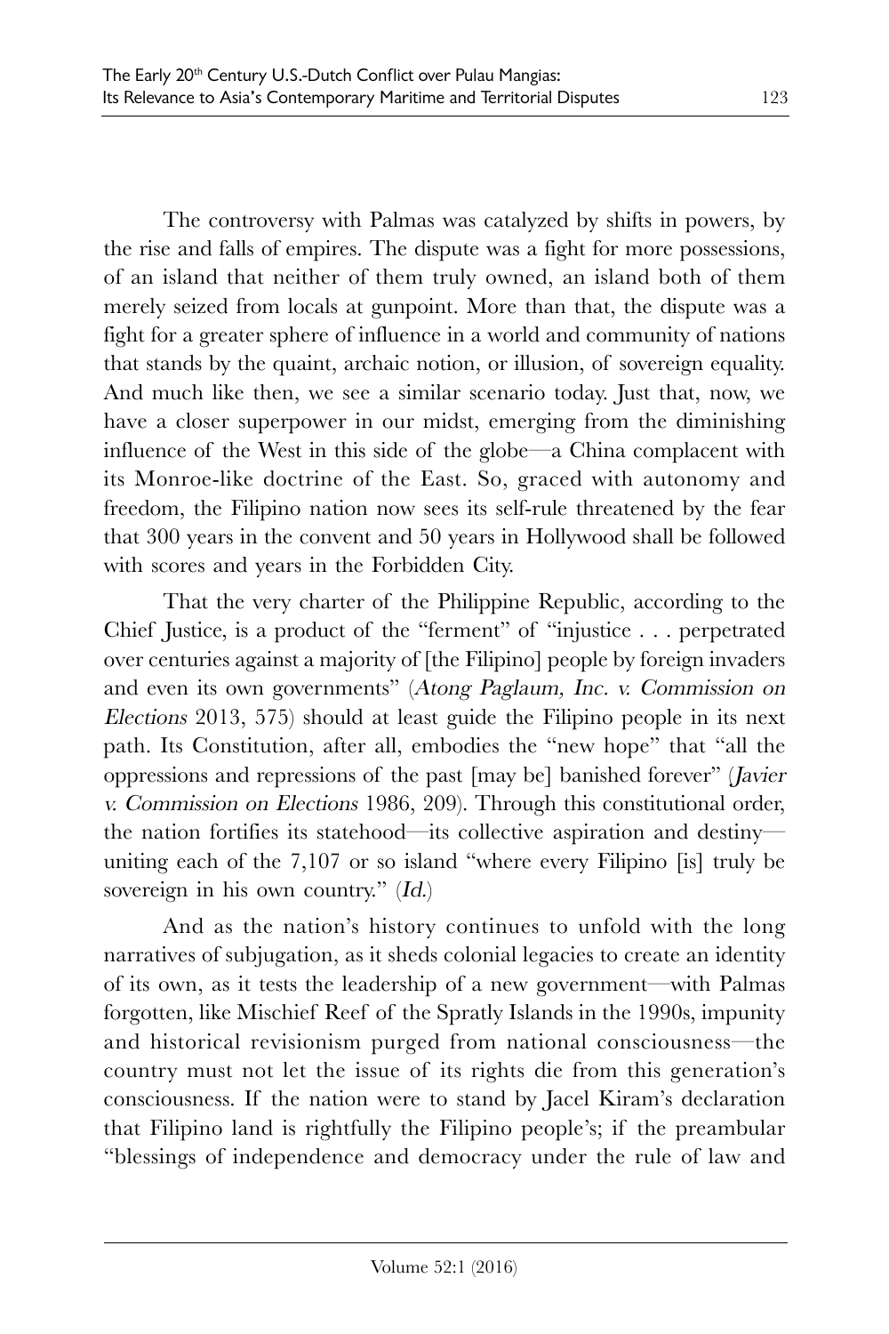The controversy with Palmas was catalyzed by shifts in powers, by the rise and falls of empires. The dispute was a fight for more possessions, of an island that neither of them truly owned, an island both of them merely seized from locals at gunpoint. More than that, the dispute was a fight for a greater sphere of influence in a world and community of nations that stands by the quaint, archaic notion, or illusion, of sovereign equality. And much like then, we see a similar scenario today. Just that, now, we have a closer superpower in our midst, emerging from the diminishing influence of the West in this side of the globe—a China complacent with its Monroe-like doctrine of the East. So, graced with autonomy and freedom, the Filipino nation now sees its self-rule threatened by the fear that 300 years in the convent and 50 years in Hollywood shall be followed with scores and years in the Forbidden City.

That the very charter of the Philippine Republic, according to the Chief Justice, is a product of the "ferment" of "injustice . . . perpetrated over centuries against a majority of [the Filipino] people by foreign invaders and even its own governments" (*Atong Paglaum, Inc. v. Commission on Elections* 2013, 575) should at least guide the Filipino people in its next path. Its Constitution, after all, embodies the "new hope" that "all the oppressions and repressions of the past [may be] banished forever" (*Javier v. Commission on Elections* 1986, 209). Through this constitutional order, the nation fortifies its statehood—its collective aspiration and destiny—uniting each of the 7,107 or so island "where every Filipino [is] truly be sovereign in his own country." (*Id.*)

And as the nation's history continues to unfold with the long narratives of subjugation, as it sheds colonial legacies to create an identity of its own, as it tests the leadership of a new government—with Palmas forgotten, like Mischief Reef of the Spratly Islands in the 1990s, impunity and historical revisionism purged from national consciousness—the country must not let the issue of its rights die from this generation's consciousness. If the nation were to stand by Jacel Kiram's declaration that Filipino land is rightfully the Filipino people's; if the preambular "blessings of independence and democracy under the rule of law and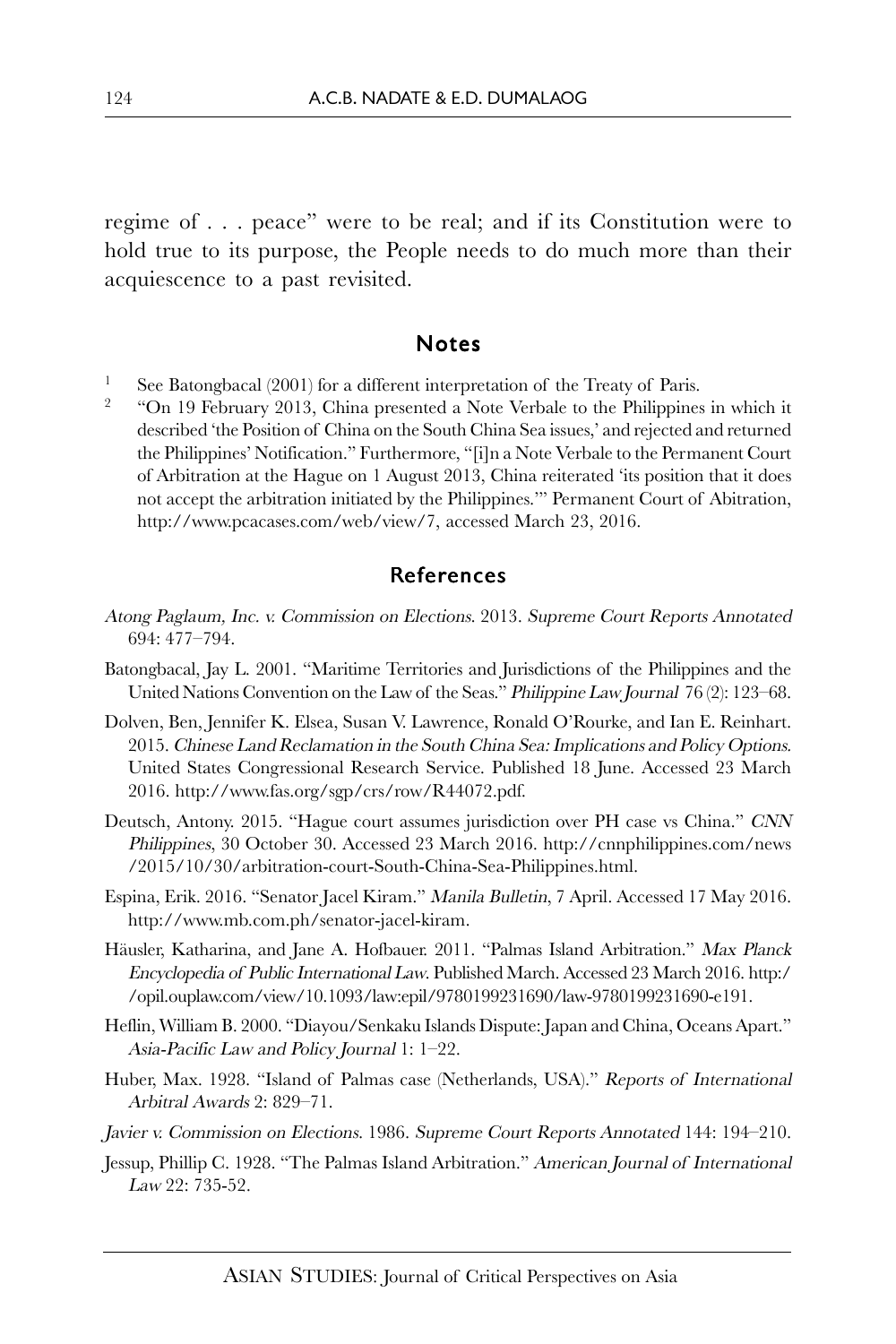regime of . . . peace" were to be real; and if its Constitution were to hold true to its purpose, the People needs to do much more than their acquiescence to a past revisited.

## Notes

1. See Batongbacal (2001) for a different interpretation of the Treaty of Paris.
2. "On 19 February 2013, China presented a Note Verbale to the Philippines in which it described 'the Position of China on the South China Sea issues,' and rejected and returned the Philippines' Notification." Furthermore, "[i]n a Note Verbale to the Permanent Court of Arbitration at the Hague on 1 August 2013, China reiterated 'its position that it does not accept the arbitration initiated by the Philippines.'" Permanent Court of Abitration, http://www.pcacases.com/web/view/7, accessed March 23, 2016.

## References

*Atong Paglaum, Inc. v. Commission on Elections*. 2013. *Supreme Court Reports Annotated* 694: 477–794.

Batongbacal, Jay L. 2001. "Maritime Territories and Jurisdictions of the Philippines and the United Nations Convention on the Law of the Seas." *Philippine Law Journal* 76 (2): 123–68.

Dolven, Ben, Jennifer K. Elsea, Susan V. Lawrence, Ronald O'Rourke, and Ian E. Reinhart. 2015. *Chinese Land Reclamation in the South China Sea: Implications and Policy Options*. United States Congressional Research Service. Published 18 June. Accessed 23 March 2016. http://www.fas.org/sgp/crs/row/R44072.pdf.

Deutsch, Antony. 2015. "Hague court assumes jurisdiction over PH case vs China." *CNN Philippines*, 30 October 30. Accessed 23 March 2016. http://cnnphilippines.com/news/2015/10/30/arbitration-court-South-China-Sea-Philippines.html.

Espina, Erik. 2016. "Senator Jacel Kiram." *Manila Bulletin*, 7 April. Accessed 17 May 2016. http://www.mb.com.ph/senator-jacel-kiram.

Häusler, Katharina, and Jane A. Hofbauer. 2011. "Palmas Island Arbitration." *Max Planck Encyclopedia of Public International Law*. Published March. Accessed 23 March 2016. http://opil.ouplaw.com/view/10.1093/law:epil/9780199231690/law-9780199231690-e191.

Heflin, William B. 2000. "Diayou/Senkaku Islands Dispute: Japan and China, Oceans Apart." *Asia-Pacific Law and Policy Journal* 1: 1–22.

Huber, Max. 1928. "Island of Palmas case (Netherlands, USA)." *Reports of International Arbitral Awards* 2: 829–71.

*Javier v. Commission on Elections*. 1986. *Supreme Court Reports Annotated* 144: 194–210.

Jessup, Phillip C. 1928. "The Palmas Island Arbitration." *American Journal of International Law* 22: 735-52.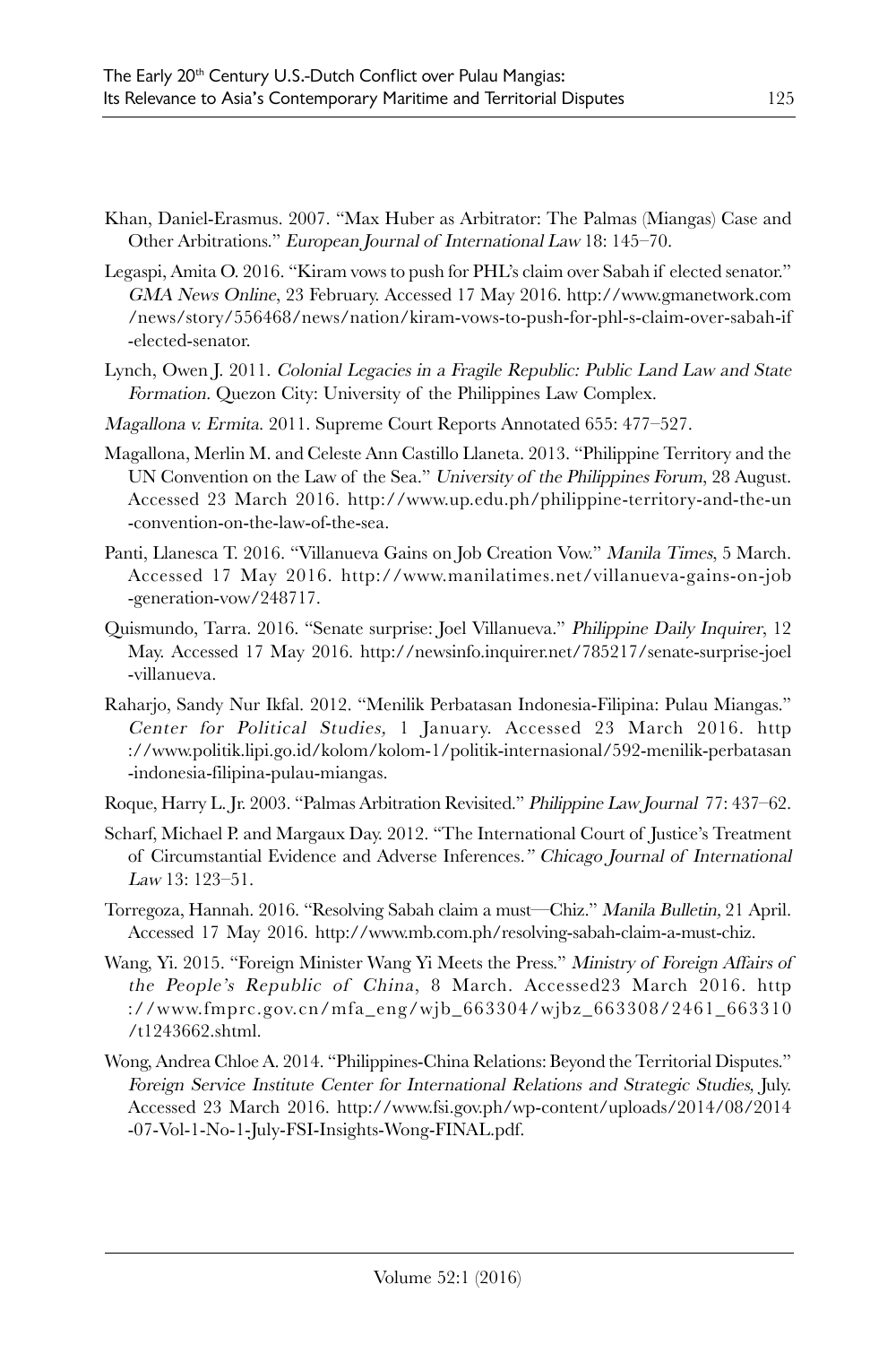Khan, Daniel-Erasmus. 2007. "Max Huber as Arbitrator: The Palmas (Miangas) Case and Other Arbitrations." *European Journal of International Law* 18: 145–70.

Legaspi, Amita O. 2016. "Kiram vows to push for PHL's claim over Sabah if elected senator." *GMA News Online*, 23 February. Accessed 17 May 2016. http://www.gmanetwork.com/news/story/556468/news/nation/kiram-vows-to-push-for-phl-s-claim-over-sabah-if-elected-senator.

Lynch, Owen J. 2011. *Colonial Legacies in a Fragile Republic: Public Land Law and State Formation.* Quezon City: University of the Philippines Law Complex.

*Magallona v. Ermita*. 2011. Supreme Court Reports Annotated 655: 477–527.

Magallona, Merlin M. and Celeste Ann Castillo Llaneta. 2013. "Philippine Territory and the UN Convention on the Law of the Sea." *University of the Philippines Forum*, 28 August. Accessed 23 March 2016. http://www.up.edu.ph/philippine-territory-and-the-un-convention-on-the-law-of-the-sea.

Panti, Llanesca T. 2016. "Villanueva Gains on Job Creation Vow." *Manila Times*, 5 March. Accessed 17 May 2016. http://www.manilatimes.net/villanueva-gains-on-job-generation-vow/248717.

Quismundo, Tarra. 2016. "Senate surprise: Joel Villanueva." *Philippine Daily Inquirer*, 12 May. Accessed 17 May 2016. http://newsinfo.inquirer.net/785217/senate-surprise-joel-villanueva.

Raharjo, Sandy Nur Ikfal. 2012. "Menilik Perbatasan Indonesia-Filipina: Pulau Miangas." *Center for Political Studies,* 1 January. Accessed 23 March 2016. http://www.politik.lipi.go.id/kolom/kolom-1/politik-internasional/592-menilik-perbatasan-indonesia-filipina-pulau-miangas.

Roque, Harry L. Jr. 2003. "Palmas Arbitration Revisited." *Philippine Law Journal* 77: 437–62.

Scharf, Michael P. and Margaux Day. 2012. "The International Court of Justice's Treatment of Circumstantial Evidence and Adverse Inferences." *Chicago Journal of International Law* 13: 123–51.

Torregoza, Hannah. 2016. "Resolving Sabah claim a must—Chiz." *Manila Bulletin,* 21 April. Accessed 17 May 2016. http://www.mb.com.ph/resolving-sabah-claim-a-must-chiz.

Wang, Yi. 2015. "Foreign Minister Wang Yi Meets the Press." *Ministry of Foreign Affairs of the People's Republic of China*, 8 March. Accessed23 March 2016. http://www.fmprc.gov.cn/mfa_eng/wjb_663304/wjbz_663308/2461_663310/t1243662.shtml.

Wong, Andrea Chloe A. 2014. "Philippines-China Relations: Beyond the Territorial Disputes." *Foreign Service Institute Center for International Relations and Strategic Studies,* July. Accessed 23 March 2016. http://www.fsi.gov.ph/wp-content/uploads/2014/08/2014-07-Vol-1-No-1-July-FSI-Insights-Wong-FINAL.pdf.